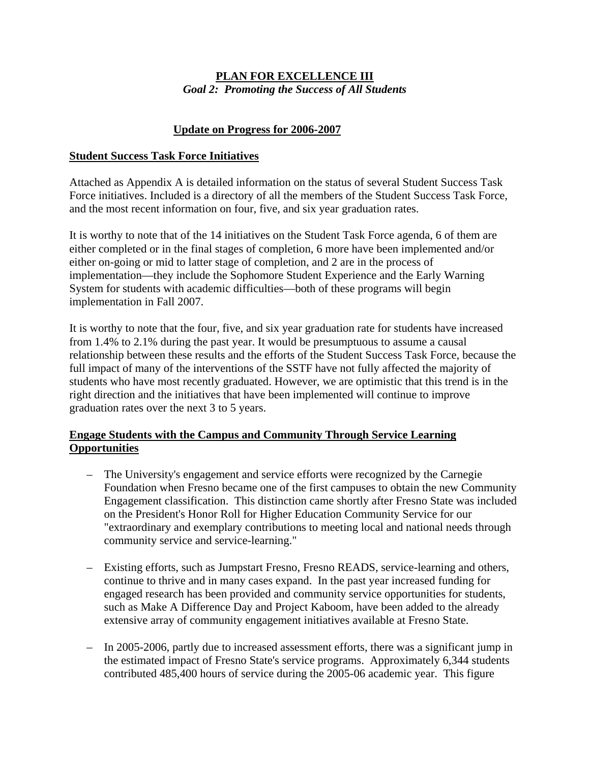# PLAN FOR EXCELLENCE III

***Goal 2: Promoting the Success of All Students***

## Update on Progress for 2006-2007

### Student Success Task Force Initiatives

Attached as Appendix A is detailed information on the status of several Student Success Task Force initiatives. Included is a directory of all the members of the Student Success Task Force, and the most recent information on four, five, and six year graduation rates.

It is worthy to note that of the 14 initiatives on the Student Task Force agenda, 6 of them are either completed or in the final stages of completion, 6 more have been implemented and/or either on-going or mid to latter stage of completion, and 2 are in the process of implementation—they include the Sophomore Student Experience and the Early Warning System for students with academic difficulties—both of these programs will begin implementation in Fall 2007.

It is worthy to note that the four, five, and six year graduation rate for students have increased from 1.4% to 2.1% during the past year. It would be presumptuous to assume a causal relationship between these results and the efforts of the Student Success Task Force, because the full impact of many of the interventions of the SSTF have not fully affected the majority of students who have most recently graduated. However, we are optimistic that this trend is in the right direction and the initiatives that have been implemented will continue to improve graduation rates over the next 3 to 5 years.

### Engage Students with the Campus and Community Through Service Learning Opportunities

- The University's engagement and service efforts were recognized by the Carnegie Foundation when Fresno became one of the first campuses to obtain the new Community Engagement classification. This distinction came shortly after Fresno State was included on the President's Honor Roll for Higher Education Community Service for our "extraordinary and exemplary contributions to meeting local and national needs through community service and service-learning."

- Existing efforts, such as Jumpstart Fresno, Fresno READS, service-learning and others, continue to thrive and in many cases expand. In the past year increased funding for engaged research has been provided and community service opportunities for students, such as Make A Difference Day and Project Kaboom, have been added to the already extensive array of community engagement initiatives available at Fresno State.

- In 2005-2006, partly due to increased assessment efforts, there was a significant jump in the estimated impact of Fresno State's service programs. Approximately 6,344 students contributed 485,400 hours of service during the 2005-06 academic year. This figure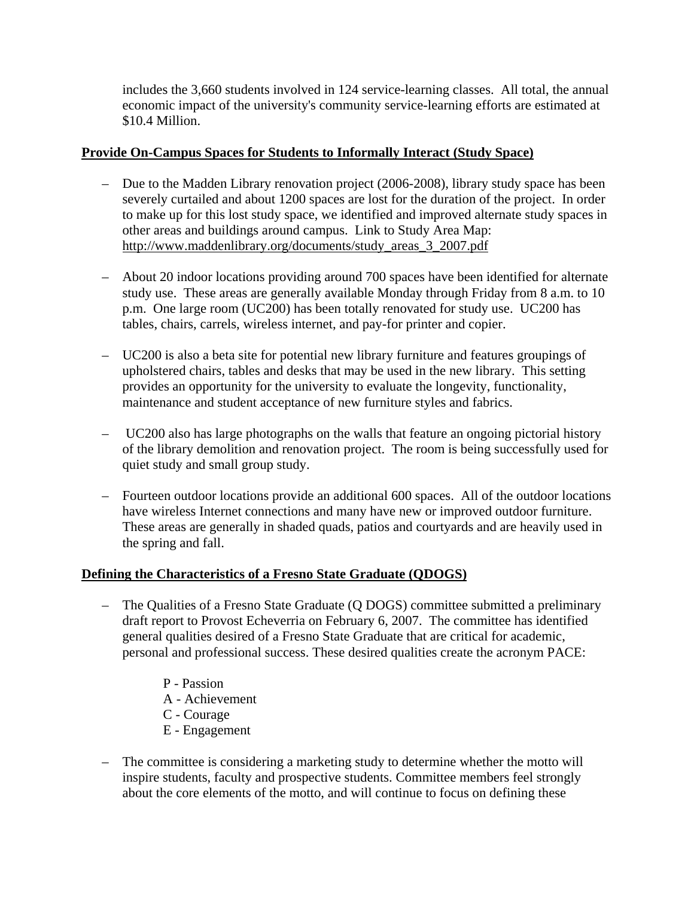includes the 3,660 students involved in 124 service-learning classes. All total, the annual economic impact of the university's community service-learning efforts are estimated at $10.4 Million.

**Provide On-Campus Spaces for Students to Informally Interact (Study Space)**

- Due to the Madden Library renovation project (2006-2008), library study space has been severely curtailed and about 1200 spaces are lost for the duration of the project. In order to make up for this lost study space, we identified and improved alternate study spaces in other areas and buildings around campus. Link to Study Area Map: http://www.maddenlibrary.org/documents/study_areas_3_2007.pdf

- About 20 indoor locations providing around 700 spaces have been identified for alternate study use. These areas are generally available Monday through Friday from 8 a.m. to 10 p.m. One large room (UC200) has been totally renovated for study use. UC200 has tables, chairs, carrels, wireless internet, and pay-for printer and copier.

- UC200 is also a beta site for potential new library furniture and features groupings of upholstered chairs, tables and desks that may be used in the new library. This setting provides an opportunity for the university to evaluate the longevity, functionality, maintenance and student acceptance of new furniture styles and fabrics.

- UC200 also has large photographs on the walls that feature an ongoing pictorial history of the library demolition and renovation project. The room is being successfully used for quiet study and small group study.

- Fourteen outdoor locations provide an additional 600 spaces. All of the outdoor locations have wireless Internet connections and many have new or improved outdoor furniture. These areas are generally in shaded quads, patios and courtyards and are heavily used in the spring and fall.

**Defining the Characteristics of a Fresno State Graduate (QDOGS)**

- The Qualities of a Fresno State Graduate (Q DOGS) committee submitted a preliminary draft report to Provost Echeverria on February 6, 2007. The committee has identified general qualities desired of a Fresno State Graduate that are critical for academic, personal and professional success. These desired qualities create the acronym PACE:

  P - Passion
  A - Achievement
  C - Courage
  E - Engagement

- The committee is considering a marketing study to determine whether the motto will inspire students, faculty and prospective students. Committee members feel strongly about the core elements of the motto, and will continue to focus on defining these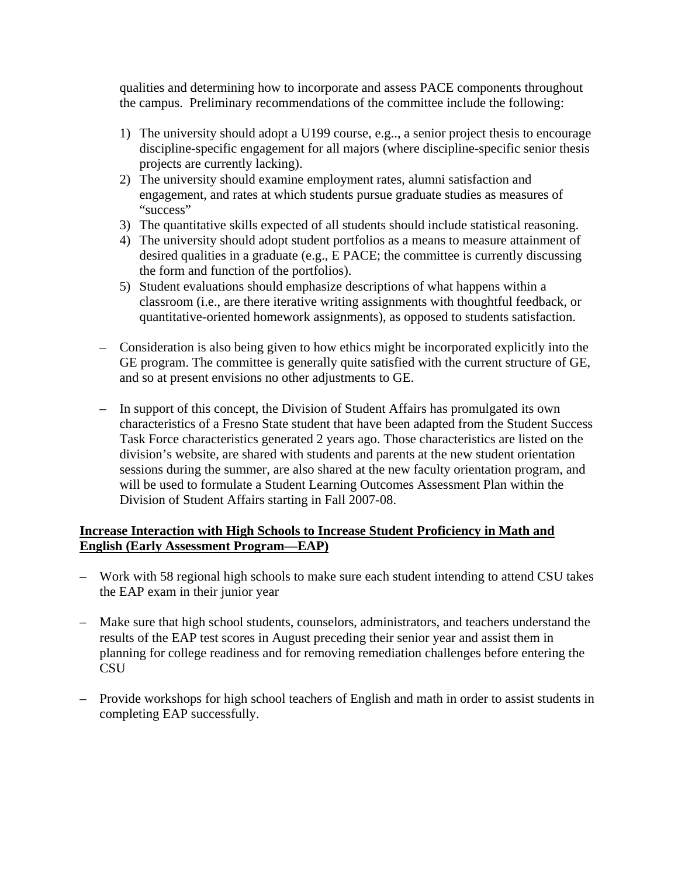qualities and determining how to incorporate and assess PACE components throughout the campus. Preliminary recommendations of the committee include the following:

1) The university should adopt a U199 course, e.g.., a senior project thesis to encourage discipline-specific engagement for all majors (where discipline-specific senior thesis projects are currently lacking).
2) The university should examine employment rates, alumni satisfaction and engagement, and rates at which students pursue graduate studies as measures of "success"
3) The quantitative skills expected of all students should include statistical reasoning.
4) The university should adopt student portfolios as a means to measure attainment of desired qualities in a graduate (e.g., E PACE; the committee is currently discussing the form and function of the portfolios).
5) Student evaluations should emphasize descriptions of what happens within a classroom (i.e., are there iterative writing assignments with thoughtful feedback, or quantitative-oriented homework assignments), as opposed to students satisfaction.

– Consideration is also being given to how ethics might be incorporated explicitly into the GE program. The committee is generally quite satisfied with the current structure of GE, and so at present envisions no other adjustments to GE.

– In support of this concept, the Division of Student Affairs has promulgated its own characteristics of a Fresno State student that have been adapted from the Student Success Task Force characteristics generated 2 years ago. Those characteristics are listed on the division's website, are shared with students and parents at the new student orientation sessions during the summer, are also shared at the new faculty orientation program, and will be used to formulate a Student Learning Outcomes Assessment Plan within the Division of Student Affairs starting in Fall 2007-08.

**<u>Increase Interaction with High Schools to Increase Student Proficiency in Math and English (Early Assessment Program—EAP)</u>**

– Work with 58 regional high schools to make sure each student intending to attend CSU takes the EAP exam in their junior year

– Make sure that high school students, counselors, administrators, and teachers understand the results of the EAP test scores in August preceding their senior year and assist them in planning for college readiness and for removing remediation challenges before entering the CSU

– Provide workshops for high school teachers of English and math in order to assist students in completing EAP successfully.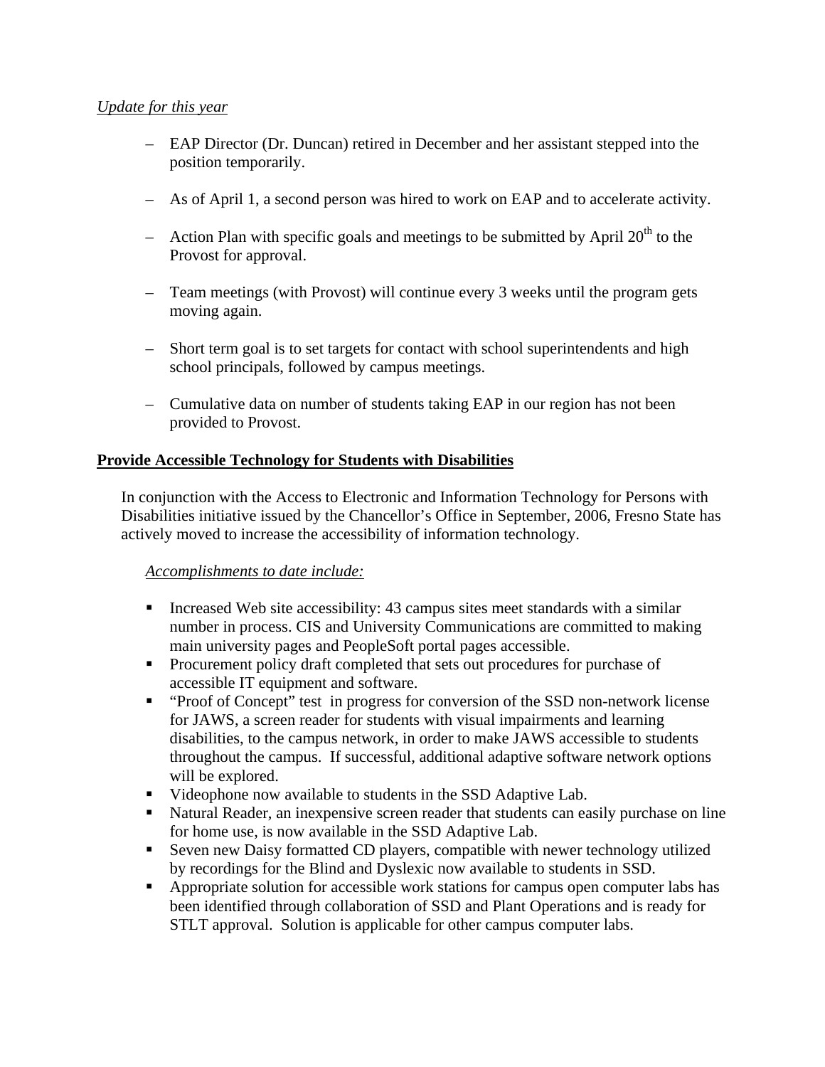*Update for this year*

- EAP Director (Dr. Duncan) retired in December and her assistant stepped into the position temporarily.
- As of April 1, a second person was hired to work on EAP and to accelerate activity.
- Action Plan with specific goals and meetings to be submitted by April 20th to the Provost for approval.
- Team meetings (with Provost) will continue every 3 weeks until the program gets moving again.
- Short term goal is to set targets for contact with school superintendents and high school principals, followed by campus meetings.
- Cumulative data on number of students taking EAP in our region has not been provided to Provost.

**Provide Accessible Technology for Students with Disabilities**

In conjunction with the Access to Electronic and Information Technology for Persons with Disabilities initiative issued by the Chancellor's Office in September, 2006, Fresno State has actively moved to increase the accessibility of information technology.

*Accomplishments to date include:*

- Increased Web site accessibility: 43 campus sites meet standards with a similar number in process. CIS and University Communications are committed to making main university pages and PeopleSoft portal pages accessible.
- Procurement policy draft completed that sets out procedures for purchase of accessible IT equipment and software.
- "Proof of Concept" test in progress for conversion of the SSD non-network license for JAWS, a screen reader for students with visual impairments and learning disabilities, to the campus network, in order to make JAWS accessible to students throughout the campus. If successful, additional adaptive software network options will be explored.
- Videophone now available to students in the SSD Adaptive Lab.
- Natural Reader, an inexpensive screen reader that students can easily purchase on line for home use, is now available in the SSD Adaptive Lab.
- Seven new Daisy formatted CD players, compatible with newer technology utilized by recordings for the Blind and Dyslexic now available to students in SSD.
- Appropriate solution for accessible work stations for campus open computer labs has been identified through collaboration of SSD and Plant Operations and is ready for STLT approval. Solution is applicable for other campus computer labs.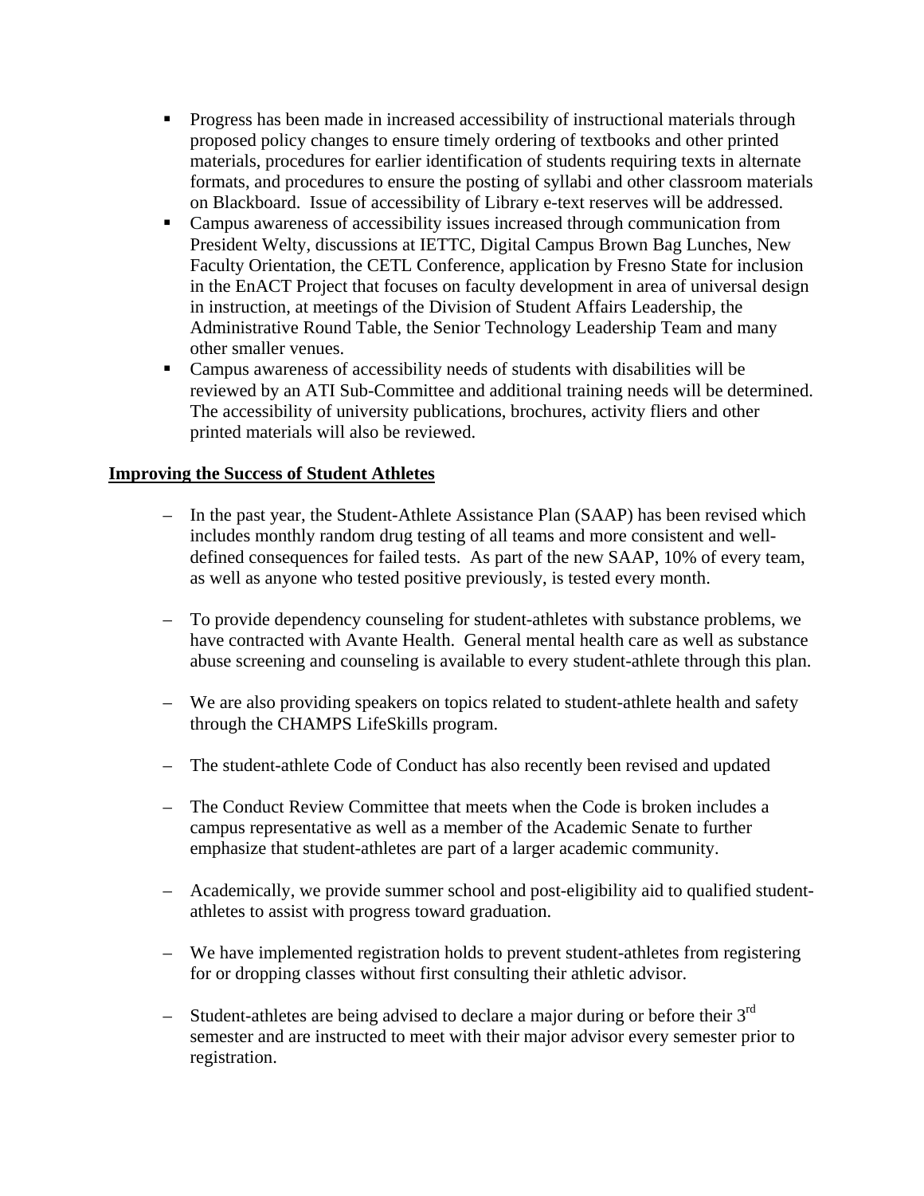- Progress has been made in increased accessibility of instructional materials through proposed policy changes to ensure timely ordering of textbooks and other printed materials, procedures for earlier identification of students requiring texts in alternate formats, and procedures to ensure the posting of syllabi and other classroom materials on Blackboard. Issue of accessibility of Library e-text reserves will be addressed.
- Campus awareness of accessibility issues increased through communication from President Welty, discussions at IETTC, Digital Campus Brown Bag Lunches, New Faculty Orientation, the CETL Conference, application by Fresno State for inclusion in the EnACT Project that focuses on faculty development in area of universal design in instruction, at meetings of the Division of Student Affairs Leadership, the Administrative Round Table, the Senior Technology Leadership Team and many other smaller venues.
- Campus awareness of accessibility needs of students with disabilities will be reviewed by an ATI Sub-Committee and additional training needs will be determined. The accessibility of university publications, brochures, activity fliers and other printed materials will also be reviewed.

**Improving the Success of Student Athletes**

- In the past year, the Student-Athlete Assistance Plan (SAAP) has been revised which includes monthly random drug testing of all teams and more consistent and well-defined consequences for failed tests. As part of the new SAAP, 10% of every team, as well as anyone who tested positive previously, is tested every month.

- To provide dependency counseling for student-athletes with substance problems, we have contracted with Avante Health. General mental health care as well as substance abuse screening and counseling is available to every student-athlete through this plan.

- We are also providing speakers on topics related to student-athlete health and safety through the CHAMPS LifeSkills program.

- The student-athlete Code of Conduct has also recently been revised and updated

- The Conduct Review Committee that meets when the Code is broken includes a campus representative as well as a member of the Academic Senate to further emphasize that student-athletes are part of a larger academic community.

- Academically, we provide summer school and post-eligibility aid to qualified student-athletes to assist with progress toward graduation.

- We have implemented registration holds to prevent student-athletes from registering for or dropping classes without first consulting their athletic advisor.

- Student-athletes are being advised to declare a major during or before their 3rd semester and are instructed to meet with their major advisor every semester prior to registration.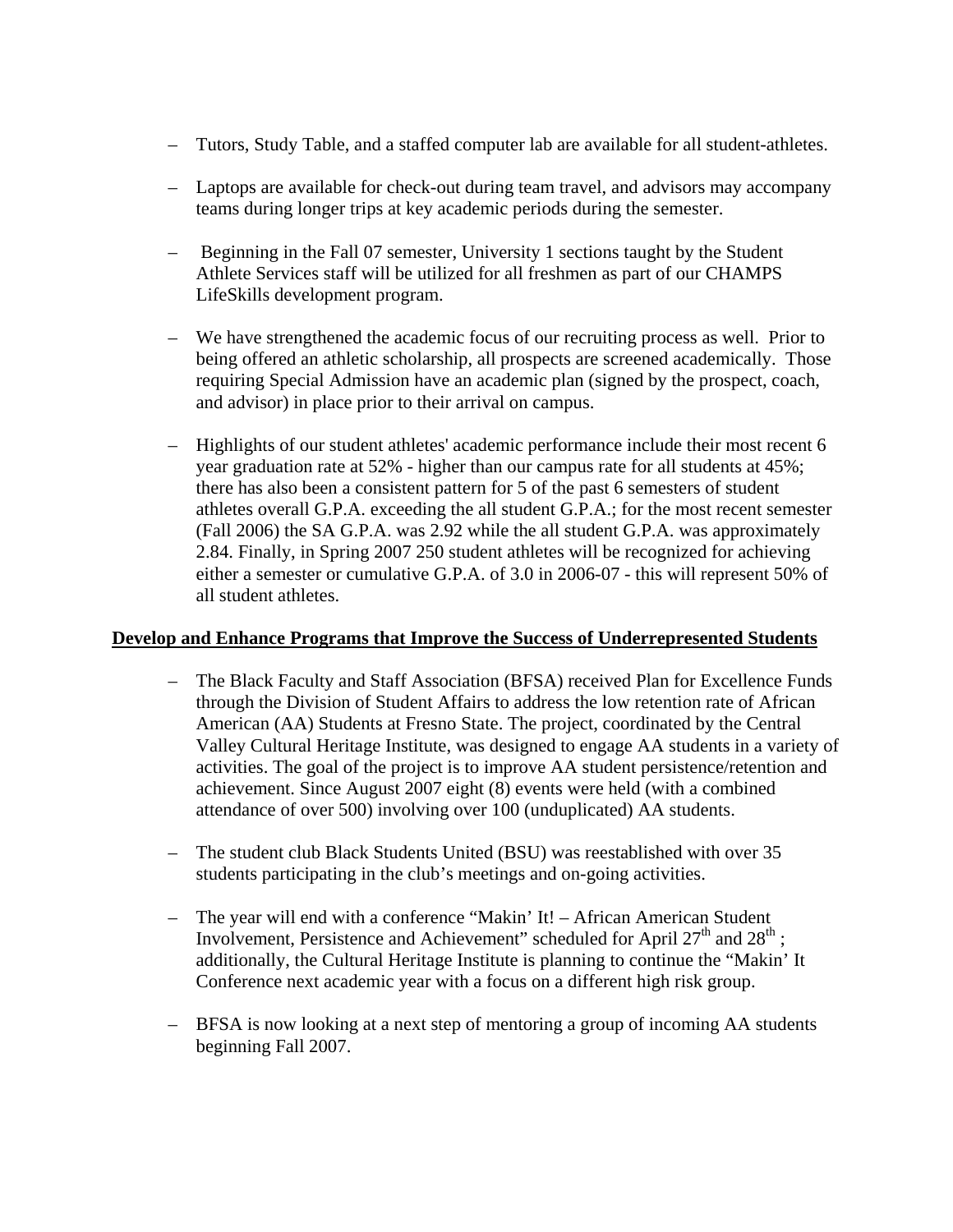- Tutors, Study Table, and a staffed computer lab are available for all student-athletes.
- Laptops are available for check-out during team travel, and advisors may accompany teams during longer trips at key academic periods during the semester.
- Beginning in the Fall 07 semester, University 1 sections taught by the Student Athlete Services staff will be utilized for all freshmen as part of our CHAMPS LifeSkills development program.
- We have strengthened the academic focus of our recruiting process as well. Prior to being offered an athletic scholarship, all prospects are screened academically. Those requiring Special Admission have an academic plan (signed by the prospect, coach, and advisor) in place prior to their arrival on campus.
- Highlights of our student athletes' academic performance include their most recent 6 year graduation rate at 52% - higher than our campus rate for all students at 45%; there has also been a consistent pattern for 5 of the past 6 semesters of student athletes overall G.P.A. exceeding the all student G.P.A.; for the most recent semester (Fall 2006) the SA G.P.A. was 2.92 while the all student G.P.A. was approximately 2.84. Finally, in Spring 2007 250 student athletes will be recognized for achieving either a semester or cumulative G.P.A. of 3.0 in 2006-07 - this will represent 50% of all student athletes.

**<u>Develop and Enhance Programs that Improve the Success of Underrepresented Students</u>**

- The Black Faculty and Staff Association (BFSA) received Plan for Excellence Funds through the Division of Student Affairs to address the low retention rate of African American (AA) Students at Fresno State. The project, coordinated by the Central Valley Cultural Heritage Institute, was designed to engage AA students in a variety of activities. The goal of the project is to improve AA student persistence/retention and achievement. Since August 2007 eight (8) events were held (with a combined attendance of over 500) involving over 100 (unduplicated) AA students.
- The student club Black Students United (BSU) was reestablished with over 35 students participating in the club's meetings and on-going activities.
- The year will end with a conference "Makin' It! – African American Student Involvement, Persistence and Achievement" scheduled for April 27th and 28th ; additionally, the Cultural Heritage Institute is planning to continue the "Makin' It Conference next academic year with a focus on a different high risk group.
- BFSA is now looking at a next step of mentoring a group of incoming AA students beginning Fall 2007.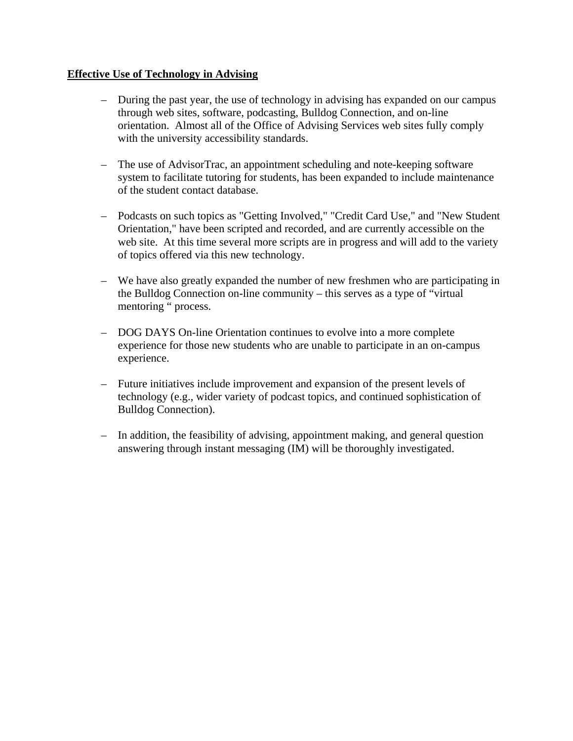**Effective Use of Technology in Advising**

- During the past year, the use of technology in advising has expanded on our campus through web sites, software, podcasting, Bulldog Connection, and on-line orientation. Almost all of the Office of Advising Services web sites fully comply with the university accessibility standards.

- The use of AdvisorTrac, an appointment scheduling and note-keeping software system to facilitate tutoring for students, has been expanded to include maintenance of the student contact database.

- Podcasts on such topics as "Getting Involved," "Credit Card Use," and "New Student Orientation," have been scripted and recorded, and are currently accessible on the web site. At this time several more scripts are in progress and will add to the variety of topics offered via this new technology.

- We have also greatly expanded the number of new freshmen who are participating in the Bulldog Connection on-line community – this serves as a type of "virtual mentoring " process.

- DOG DAYS On-line Orientation continues to evolve into a more complete experience for those new students who are unable to participate in an on-campus experience.

- Future initiatives include improvement and expansion of the present levels of technology (e.g., wider variety of podcast topics, and continued sophistication of Bulldog Connection).

- In addition, the feasibility of advising, appointment making, and general question answering through instant messaging (IM) will be thoroughly investigated.